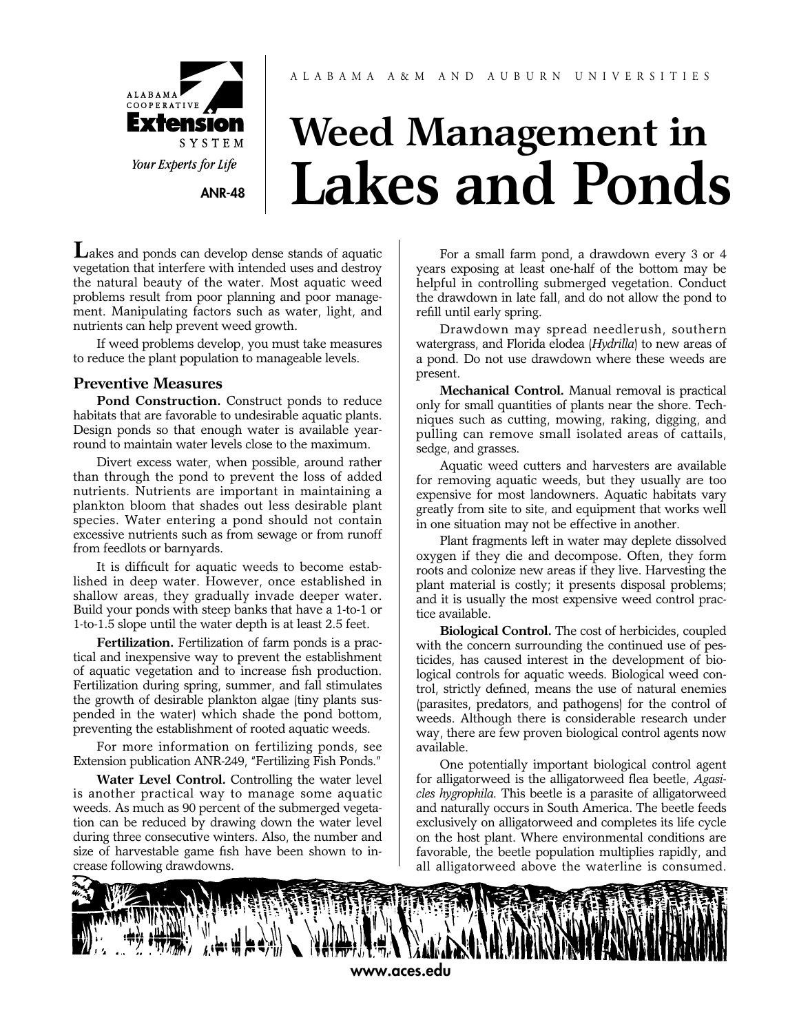ALABAMA COOPERATIVE **Extension** SYSTEM

*Your Experts for Life*

**ANR-48**

ALABAMA A&M AND AUBURN UNIVERSITIES

# Weed Management in Lakes and Ponds

Lakes and ponds can develop dense stands of aquatic vegetation that interfere with intended uses and destroy the natural beauty of the water. Most aquatic weed problems result from poor planning and poor management. Manipulating factors such as water, light, and nutrients can help prevent weed growth.

If weed problems develop, you must take measures to reduce the plant population to manageable levels.

## Preventive Measures

**Pond Construction.** Construct ponds to reduce habitats that are favorable to undesirable aquatic plants. Design ponds so that enough water is available year-round to maintain water levels close to the maximum.

Divert excess water, when possible, around rather than through the pond to prevent the loss of added nutrients. Nutrients are important in maintaining a plankton bloom that shades out less desirable plant species. Water entering a pond should not contain excessive nutrients such as from sewage or from runoff from feedlots or barnyards.

It is difficult for aquatic weeds to become established in deep water. However, once established in shallow areas, they gradually invade deeper water. Build your ponds with steep banks that have a 1-to-1 or 1-to-1.5 slope until the water depth is at least 2.5 feet.

**Fertilization.** Fertilization of farm ponds is a practical and inexpensive way to prevent the establishment of aquatic vegetation and to increase fish production. Fertilization during spring, summer, and fall stimulates the growth of desirable plankton algae (tiny plants suspended in the water) which shade the pond bottom, preventing the establishment of rooted aquatic weeds.

For more information on fertilizing ponds, see Extension publication ANR-249, "Fertilizing Fish Ponds."

**Water Level Control.** Controlling the water level is another practical way to manage some aquatic weeds. As much as 90 percent of the submerged vegetation can be reduced by drawing down the water level during three consecutive winters. Also, the number and size of harvestable game fish have been shown to increase following drawdowns.

For a small farm pond, a drawdown every 3 or 4 years exposing at least one-half of the bottom may be helpful in controlling submerged vegetation. Conduct the drawdown in late fall, and do not allow the pond to refill until early spring.

Drawdown may spread needlerush, southern watergrass, and Florida elodea (*Hydrilla*) to new areas of a pond. Do not use drawdown where these weeds are present.

**Mechanical Control.** Manual removal is practical only for small quantities of plants near the shore. Techniques such as cutting, mowing, raking, digging, and pulling can remove small isolated areas of cattails, sedge, and grasses.

Aquatic weed cutters and harvesters are available for removing aquatic weeds, but they usually are too expensive for most landowners. Aquatic habitats vary greatly from site to site, and equipment that works well in one situation may not be effective in another.

Plant fragments left in water may deplete dissolved oxygen if they die and decompose. Often, they form roots and colonize new areas if they live. Harvesting the plant material is costly; it presents disposal problems; and it is usually the most expensive weed control practice available.

**Biological Control.** The cost of herbicides, coupled with the concern surrounding the continued use of pesticides, has caused interest in the development of biological controls for aquatic weeds. Biological weed control, strictly defined, means the use of natural enemies (parasites, predators, and pathogens) for the control of weeds. Although there is considerable research under way, there are few proven biological control agents now available.

One potentially important biological control agent for alligatorweed is the alligatorweed flea beetle, *Agasicles hygrophila.* This beetle is a parasite of alligatorweed and naturally occurs in South America. The beetle feeds exclusively on alligatorweed and completes its life cycle on the host plant. Where environmental conditions are favorable, the beetle population multiplies rapidly, and all alligatorweed above the waterline is consumed.

www.aces.edu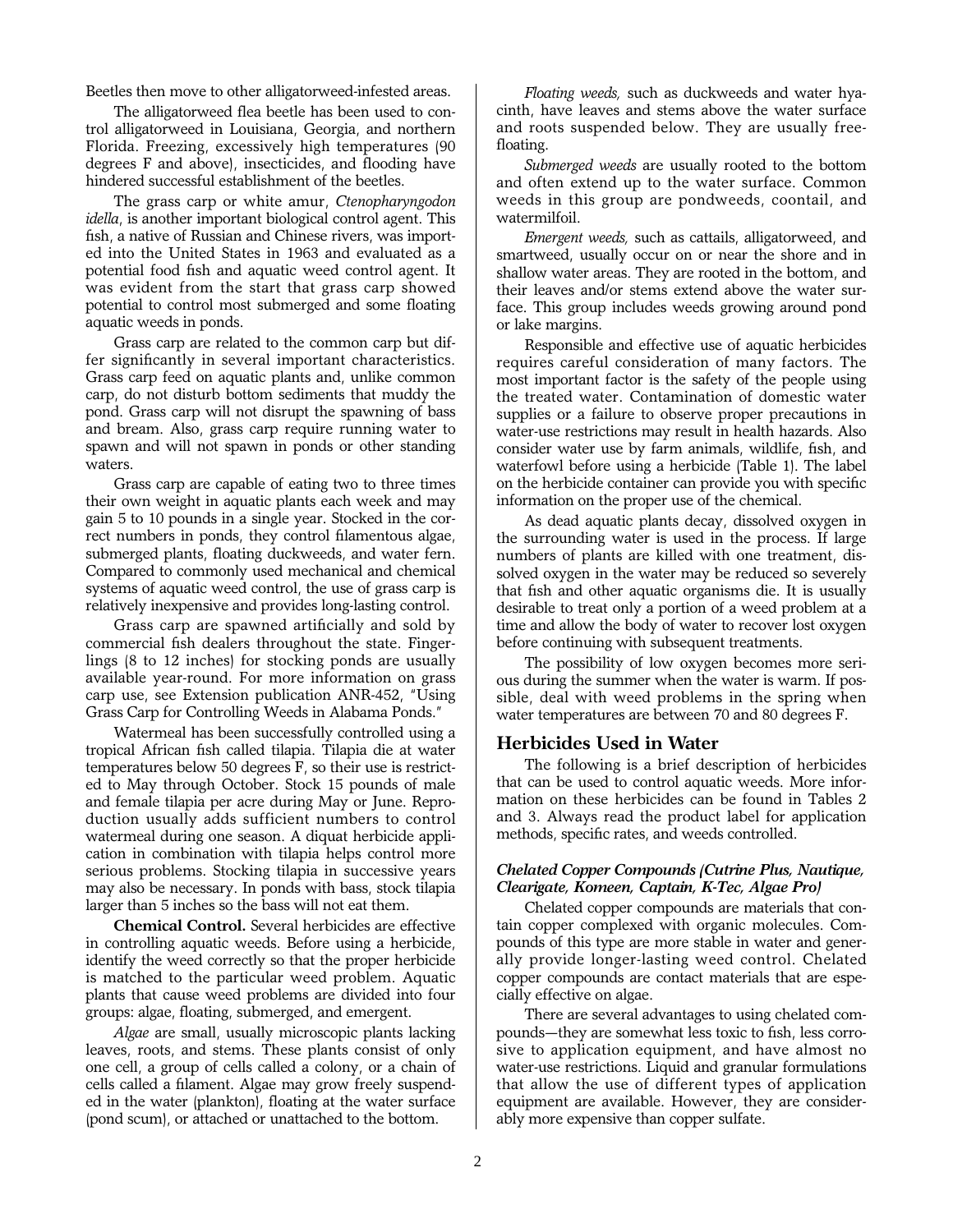Beetles then move to other alligatorweed-infested areas.

The alligatorweed flea beetle has been used to control alligatorweed in Louisiana, Georgia, and northern Florida. Freezing, excessively high temperatures (90 degrees F and above), insecticides, and flooding have hindered successful establishment of the beetles.

The grass carp or white amur, *Ctenopharyngodon idella*, is another important biological control agent. This fish, a native of Russian and Chinese rivers, was imported into the United States in 1963 and evaluated as a potential food fish and aquatic weed control agent. It was evident from the start that grass carp showed potential to control most submerged and some floating aquatic weeds in ponds.

Grass carp are related to the common carp but differ significantly in several important characteristics. Grass carp feed on aquatic plants and, unlike common carp, do not disturb bottom sediments that muddy the pond. Grass carp will not disrupt the spawning of bass and bream. Also, grass carp require running water to spawn and will not spawn in ponds or other standing waters.

Grass carp are capable of eating two to three times their own weight in aquatic plants each week and may gain 5 to 10 pounds in a single year. Stocked in the correct numbers in ponds, they control filamentous algae, submerged plants, floating duckweeds, and water fern. Compared to commonly used mechanical and chemical systems of aquatic weed control, the use of grass carp is relatively inexpensive and provides long-lasting control.

Grass carp are spawned artificially and sold by commercial fish dealers throughout the state. Fingerlings (8 to 12 inches) for stocking ponds are usually available year-round. For more information on grass carp use, see Extension publication ANR-452, "Using Grass Carp for Controlling Weeds in Alabama Ponds."

Watermeal has been successfully controlled using a tropical African fish called tilapia. Tilapia die at water temperatures below 50 degrees F, so their use is restricted to May through October. Stock 15 pounds of male and female tilapia per acre during May or June. Reproduction usually adds sufficient numbers to control watermeal during one season. A diquat herbicide application in combination with tilapia helps control more serious problems. Stocking tilapia in successive years may also be necessary. In ponds with bass, stock tilapia larger than 5 inches so the bass will not eat them.

**Chemical Control.** Several herbicides are effective in controlling aquatic weeds. Before using a herbicide, identify the weed correctly so that the proper herbicide is matched to the particular weed problem. Aquatic plants that cause weed problems are divided into four groups: algae, floating, submerged, and emergent.

*Algae* are small, usually microscopic plants lacking leaves, roots, and stems. These plants consist of only one cell, a group of cells called a colony, or a chain of cells called a filament. Algae may grow freely suspended in the water (plankton), floating at the water surface (pond scum), or attached or unattached to the bottom.

*Floating weeds,* such as duckweeds and water hyacinth, have leaves and stems above the water surface and roots suspended below. They are usually free-floating.

*Submerged weeds* are usually rooted to the bottom and often extend up to the water surface. Common weeds in this group are pondweeds, coontail, and watermilfoil.

*Emergent weeds,* such as cattails, alligatorweed, and smartweed, usually occur on or near the shore and in shallow water areas. They are rooted in the bottom, and their leaves and/or stems extend above the water surface. This group includes weeds growing around pond or lake margins.

Responsible and effective use of aquatic herbicides requires careful consideration of many factors. The most important factor is the safety of the people using the treated water. Contamination of domestic water supplies or a failure to observe proper precautions in water-use restrictions may result in health hazards. Also consider water use by farm animals, wildlife, fish, and waterfowl before using a herbicide (Table 1). The label on the herbicide container can provide you with specific information on the proper use of the chemical.

As dead aquatic plants decay, dissolved oxygen in the surrounding water is used in the process. If large numbers of plants are killed with one treatment, dissolved oxygen in the water may be reduced so severely that fish and other aquatic organisms die. It is usually desirable to treat only a portion of a weed problem at a time and allow the body of water to recover lost oxygen before continuing with subsequent treatments.

The possibility of low oxygen becomes more serious during the summer when the water is warm. If possible, deal with weed problems in the spring when water temperatures are between 70 and 80 degrees F.

## Herbicides Used in Water

The following is a brief description of herbicides that can be used to control aquatic weeds. More information on these herbicides can be found in Tables 2 and 3. Always read the product label for application methods, specific rates, and weeds controlled.

### *Chelated Copper Compounds (Cutrine Plus, Nautique, Clearigate, Komeen, Captain, K-Tec, Algae Pro)*

Chelated copper compounds are materials that contain copper complexed with organic molecules. Compounds of this type are more stable in water and generally provide longer-lasting weed control. Chelated copper compounds are contact materials that are especially effective on algae.

There are several advantages to using chelated compounds—they are somewhat less toxic to fish, less corrosive to application equipment, and have almost no water-use restrictions. Liquid and granular formulations that allow the use of different types of application equipment are available. However, they are considerably more expensive than copper sulfate.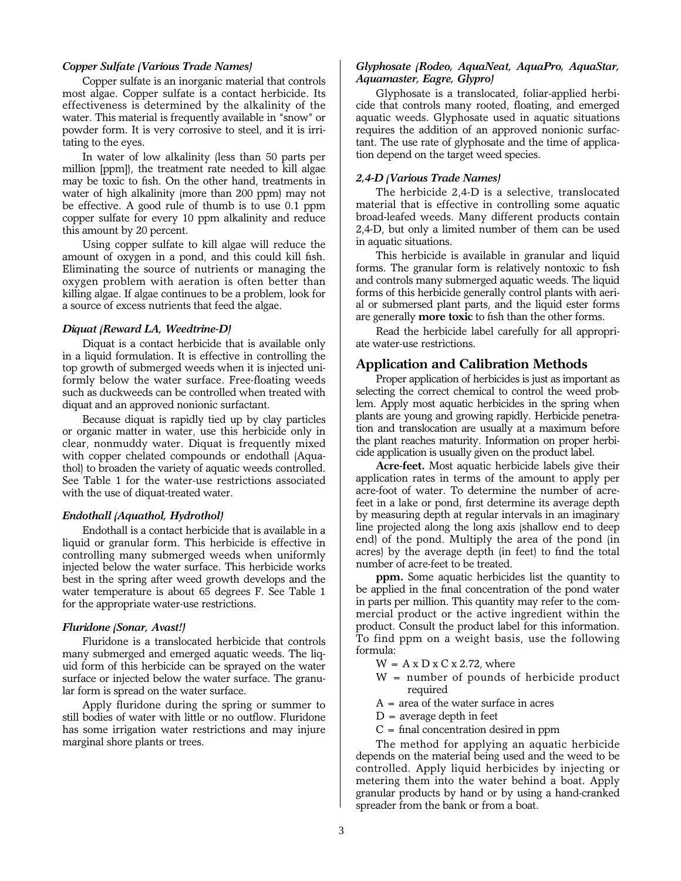### *Copper Sulfate (Various Trade Names)*

Copper sulfate is an inorganic material that controls most algae. Copper sulfate is a contact herbicide. Its effectiveness is determined by the alkalinity of the water. This material is frequently available in "snow" or powder form. It is very corrosive to steel, and it is irritating to the eyes.

In water of low alkalinity (less than 50 parts per million [ppm]), the treatment rate needed to kill algae may be toxic to fish. On the other hand, treatments in water of high alkalinity (more than 200 ppm) may not be effective. A good rule of thumb is to use 0.1 ppm copper sulfate for every 10 ppm alkalinity and reduce this amount by 20 percent.

Using copper sulfate to kill algae will reduce the amount of oxygen in a pond, and this could kill fish. Eliminating the source of nutrients or managing the oxygen problem with aeration is often better than killing algae. If algae continues to be a problem, look for a source of excess nutrients that feed the algae.

### *Diquat (Reward LA, Weedtrine-D)*

Diquat is a contact herbicide that is available only in a liquid formulation. It is effective in controlling the top growth of submerged weeds when it is injected uniformly below the water surface. Free-floating weeds such as duckweeds can be controlled when treated with diquat and an approved nonionic surfactant.

Because diquat is rapidly tied up by clay particles or organic matter in water, use this herbicide only in clear, nonmuddy water. Diquat is frequently mixed with copper chelated compounds or endothall (Aquathol) to broaden the variety of aquatic weeds controlled. See Table 1 for the water-use restrictions associated with the use of diquat-treated water.

### *Endothall (Aquathol, Hydrothol)*

Endothall is a contact herbicide that is available in a liquid or granular form. This herbicide is effective in controlling many submerged weeds when uniformly injected below the water surface. This herbicide works best in the spring after weed growth develops and the water temperature is about 65 degrees F. See Table 1 for the appropriate water-use restrictions.

### *Fluridone (Sonar, Avast!)*

Fluridone is a translocated herbicide that controls many submerged and emerged aquatic weeds. The liquid form of this herbicide can be sprayed on the water surface or injected below the water surface. The granular form is spread on the water surface.

Apply fluridone during the spring or summer to still bodies of water with little or no outflow. Fluridone has some irrigation water restrictions and may injure marginal shore plants or trees.

### *Glyphosate (Rodeo, AquaNeat, AquaPro, AquaStar, Aquamaster, Eagre, Glypro)*

Glyphosate is a translocated, foliar-applied herbicide that controls many rooted, floating, and emerged aquatic weeds. Glyphosate used in aquatic situations requires the addition of an approved nonionic surfactant. The use rate of glyphosate and the time of application depend on the target weed species.

### *2,4-D (Various Trade Names)*

The herbicide 2,4-D is a selective, translocated material that is effective in controlling some aquatic broad-leafed weeds. Many different products contain 2,4-D, but only a limited number of them can be used in aquatic situations.

This herbicide is available in granular and liquid forms. The granular form is relatively nontoxic to fish and controls many submerged aquatic weeds. The liquid forms of this herbicide generally control plants with aerial or submersed plant parts, and the liquid ester forms are generally **more toxic** to fish than the other forms.

Read the herbicide label carefully for all appropriate water-use restrictions.

## Application and Calibration Methods

Proper application of herbicides is just as important as selecting the correct chemical to control the weed problem. Apply most aquatic herbicides in the spring when plants are young and growing rapidly. Herbicide penetration and translocation are usually at a maximum before the plant reaches maturity. Information on proper herbicide application is usually given on the product label.

**Acre-feet.** Most aquatic herbicide labels give their application rates in terms of the amount to apply per acre-foot of water. To determine the number of acre-feet in a lake or pond, first determine its average depth by measuring depth at regular intervals in an imaginary line projected along the long axis (shallow end to deep end) of the pond. Multiply the area of the pond (in acres) by the average depth (in feet) to find the total number of acre-feet to be treated.

**ppm.** Some aquatic herbicides list the quantity to be applied in the final concentration of the pond water in parts per million. This quantity may refer to the commercial product or the active ingredient within the product. Consult the product label for this information. To find ppm on a weight basis, use the following formula:

$W = A \times D \times C \times 2.72$, where

- W = number of pounds of herbicide product required
- A = area of the water surface in acres
- D = average depth in feet
- C = final concentration desired in ppm

The method for applying an aquatic herbicide depends on the material being used and the weed to be controlled. Apply liquid herbicides by injecting or metering them into the water behind a boat. Apply granular products by hand or by using a hand-cranked spreader from the bank or from a boat.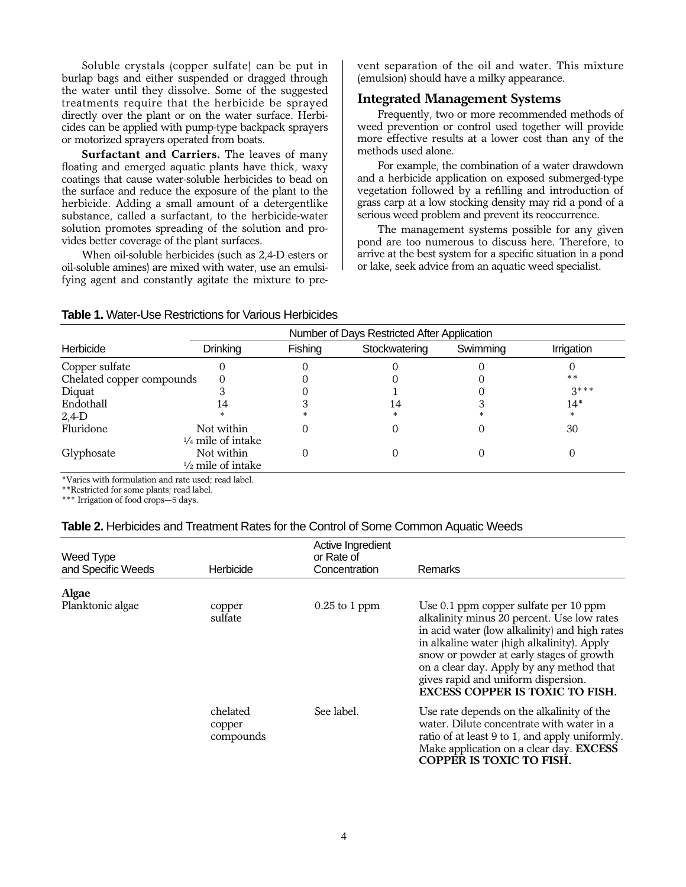Soluble crystals (copper sulfate) can be put in burlap bags and either suspended or dragged through the water until they dissolve. Some of the suggested treatments require that the herbicide be sprayed directly over the plant or on the water surface. Herbicides can be applied with pump-type backpack sprayers or motorized sprayers operated from boats.

**Surfactant and Carriers.** The leaves of many floating and emerged aquatic plants have thick, waxy coatings that cause water-soluble herbicides to bead on the surface and reduce the exposure of the plant to the herbicide. Adding a small amount of a detergentlike substance, called a surfactant, to the herbicide-water solution promotes spreading of the solution and provides better coverage of the plant surfaces.

When oil-soluble herbicides (such as 2,4-D esters or oil-soluble amines) are mixed with water, use an emulsifying agent and constantly agitate the mixture to prevent separation of the oil and water. This mixture (emulsion) should have a milky appearance.

## Integrated Management Systems

Frequently, two or more recommended methods of weed prevention or control used together will provide more effective results at a lower cost than any of the methods used alone.

For example, the combination of a water drawdown and a herbicide application on exposed submerged-type vegetation followed by a refilling and introduction of grass carp at a low stocking density may rid a pond of a serious weed problem and prevent its reoccurrence.

The management systems possible for any given pond are too numerous to discuss here. Therefore, to arrive at the best system for a specific situation in a pond or lake, seek advice from an aquatic weed specialist.

**Table 1.** Water-Use Restrictions for Various Herbicides

| | Number of Days Restricted After Application | | | | |
|---|---|---|---|---|---|
| Herbicide | Drinking | Fishing | Stockwatering | Swimming | Irrigation |
| Copper sulfate | 0 | 0 | 0 | 0 | 0 |
| Chelated copper compounds | 0 | 0 | 0 | 0 | ** |
| Diquat | 3 | 0 | 1 | 0 | 3*** |
| Endothall | 14 | 3 | 14 | 3 | 14* |
| 2,4-D | * | * | * | * | * |
| Fluridone | Not within ¼ mile of intake | 0 | 0 | 0 | 30 |
| Glyphosate | Not within ½ mile of intake | 0 | 0 | 0 | 0 |

*Varies with formulation and rate used; read label.
**Restricted for some plants; read label.
*** Irrigation of food crops—5 days.

**Table 2.** Herbicides and Treatment Rates for the Control of Some Common Aquatic Weeds

| Weed Type and Specific Weeds | Herbicide | Active Ingredient or Rate of Concentration | Remarks |
|---|---|---|---|
| **Algae** | | | |
| Planktonic algae | copper sulfate | 0.25 to 1 ppm | Use 0.1 ppm copper sulfate per 10 ppm alkalinity minus 20 percent. Use low rates in acid water (low alkalinity) and high rates in alkaline water (high alkalinity). Apply snow or powder at early stages of growth on a clear day. Apply by any method that gives rapid and uniform dispersion. **EXCESS COPPER IS TOXIC TO FISH.** |
| | chelated copper compounds | See label. | Use rate depends on the alkalinity of the water. Dilute concentrate with water in a ratio of at least 9 to 1, and apply uniformly. Make application on a clear day. **EXCESS COPPER IS TOXIC TO FISH.** |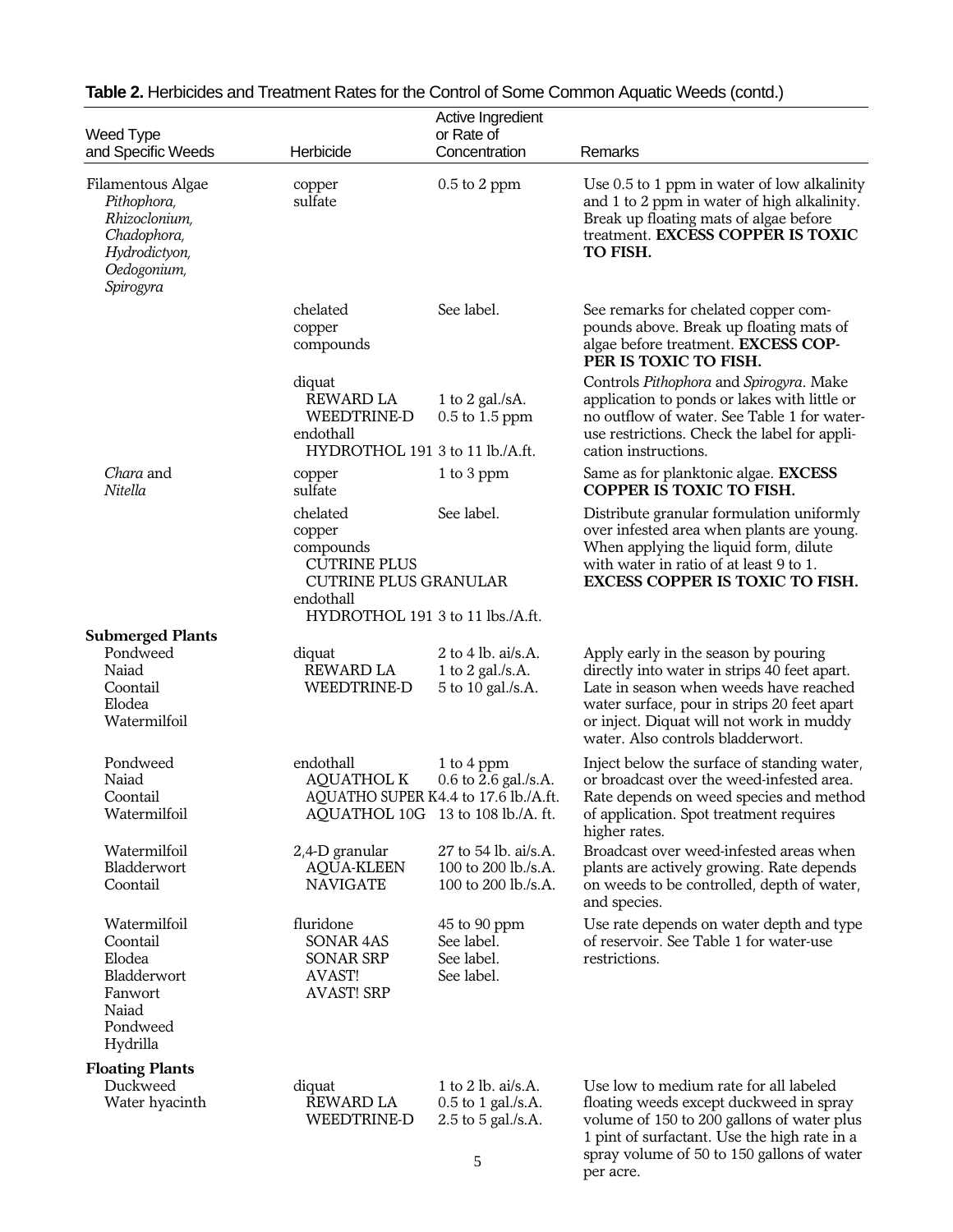**Table 2.** Herbicides and Treatment Rates for the Control of Some Common Aquatic Weeds (contd.)

| Weed Type and Specific Weeds | Herbicide | Active Ingredient or Rate of Concentration | Remarks |
|---|---|---|---|
| Filamentous Algae *Pithophora, Rhizoclonium, Chadophora, Hydrodictyon, Oedogonium, Spirogyra* | copper sulfate | 0.5 to 2 ppm | Use 0.5 to 1 ppm in water of low alkalinity and 1 to 2 ppm in water of high alkalinity. Break up floating mats of algae before treatment. **EXCESS COPPER IS TOXIC TO FISH.** |
| | chelated copper compounds | See label. | See remarks for chelated copper compounds above. Break up floating mats of algae before treatment. **EXCESS COPPER IS TOXIC TO FISH.** |
| | diquat<br>REWARD LA<br>WEEDTRINE-D<br>endothall<br>HYDROTHOL 191 | <br>1 to 2 gal./sA.<br>0.5 to 1.5 ppm<br><br>3 to 11 lb./A.ft. | Controls *Pithophora* and *Spirogyra*. Make application to ponds or lakes with little or no outflow of water. See Table 1 for water-use restrictions. Check the label for application instructions. |
| *Chara* and *Nitella* | copper sulfate | 1 to 3 ppm | Same as for planktonic algae. **EXCESS COPPER IS TOXIC TO FISH.** |
| | chelated copper compounds<br>CUTRINE PLUS<br>CUTRINE PLUS GRANULAR<br>endothall<br>HYDROTHOL 191 | See label.<br><br><br><br>3 to 11 lbs./A.ft. | Distribute granular formulation uniformly over infested area when plants are young. When applying the liquid form, dilute with water in ratio of at least 9 to 1. **EXCESS COPPER IS TOXIC TO FISH.** |
| **Submerged Plants** | | | |
| Pondweed<br>Naiad<br>Coontail<br>Elodea<br>Watermilfoil | diquat<br>REWARD LA<br>WEEDTRINE-D | 2 to 4 lb. ai/s.A.<br>1 to 2 gal./s.A.<br>5 to 10 gal./s.A. | Apply early in the season by pouring directly into water in strips 40 feet apart. Late in season when weeds have reached water surface, pour in strips 20 feet apart or inject. Diquat will not work in muddy water. Also controls bladderwort. |
| Pondweed<br>Naiad<br>Coontail<br>Watermilfoil | endothall<br>AQUATHOL K<br>AQUATHO SUPER K<br>AQUATHOL 10G | 1 to 4 ppm<br>0.6 to 2.6 gal./s.A.<br>4.4 to 17.6 lb./A.ft.<br>13 to 108 lb./A. ft. | Inject below the surface of standing water, or broadcast over the weed-infested area. Rate depends on weed species and method of application. Spot treatment requires higher rates. |
| Watermilfoil<br>Bladderwort<br>Coontail | 2,4-D granular<br>AQUA-KLEEN<br>NAVIGATE | 27 to 54 lb. ai/s.A.<br>100 to 200 lb./s.A.<br>100 to 200 lb./s.A. | Broadcast over weed-infested areas when plants are actively growing. Rate depends on weeds to be controlled, depth of water, and species. |
| Watermilfoil<br>Coontail<br>Elodea<br>Bladderwort<br>Fanwort<br>Naiad<br>Pondweed<br>Hydrilla | fluridone<br>SONAR 4AS<br>SONAR SRP<br>AVAST!<br>AVAST! SRP | 45 to 90 ppm<br>See label.<br>See label.<br>See label. | Use rate depends on water depth and type of reservoir. See Table 1 for water-use restrictions. |
| **Floating Plants** | | | |
| Duckweed<br>Water hyacinth | diquat<br>REWARD LA<br>WEEDTRINE-D | 1 to 2 lb. ai/s.A.<br>0.5 to 1 gal./s.A.<br>2.5 to 5 gal./s.A. | Use low to medium rate for all labeled floating weeds except duckweed in spray volume of 150 to 200 gallons of water plus 1 pint of surfactant. Use the high rate in a spray volume of 50 to 150 gallons of water per acre. |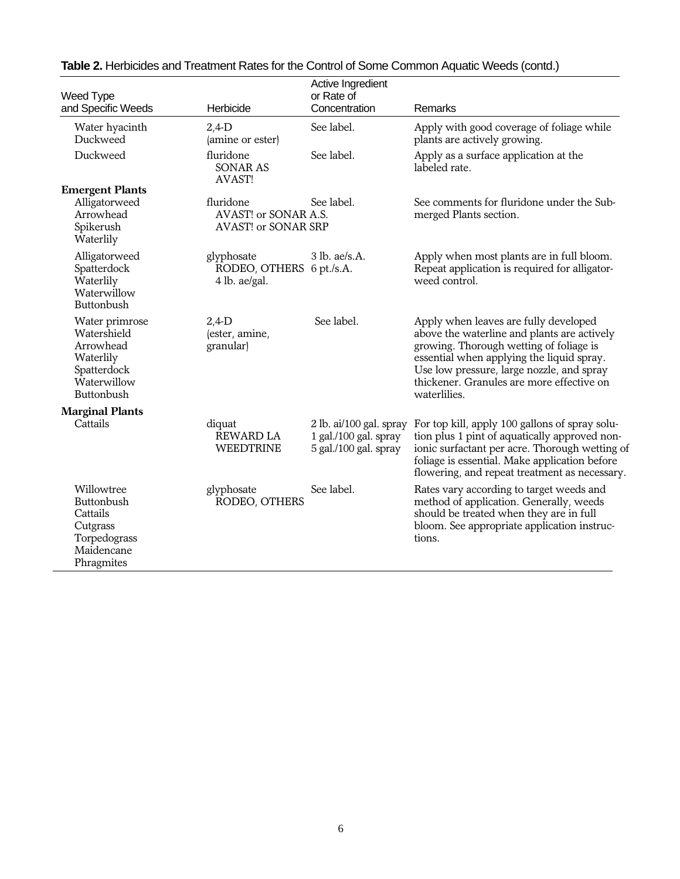**Table 2.** Herbicides and Treatment Rates for the Control of Some Common Aquatic Weeds (contd.)

| Weed Type and Specific Weeds | Herbicide | Active Ingredient or Rate of Concentration | Remarks |
|---|---|---|---|
| Water hyacinth<br>Duckweed | 2,4-D<br>(amine or ester) | See label. | Apply with good coverage of foliage while plants are actively growing. |
| Duckweed | fluridone<br>SONAR AS<br>AVAST! | See label. | Apply as a surface application at the labeled rate. |
| **Emergent Plants** | | | |
| Alligatorweed<br>Arrowhead<br>Spikerush<br>Waterlily | fluridone<br>AVAST! or SONAR A.S.<br>AVAST! or SONAR SRP | See label. | See comments for fluridone under the Submerged Plants section. |
| Alligatorweed<br>Spatterdock<br>Waterlily<br>Waterwillow<br>Buttonbush | glyphosate<br>RODEO, OTHERS<br>4 lb. ae/gal. | 3 lb. ae/s.A.<br>6 pt./s.A. | Apply when most plants are in full bloom. Repeat application is required for alligatorweed control. |
| Water primrose<br>Watershield<br>Arrowhead<br>Waterlily<br>Spatterdock<br>Waterwillow<br>Buttonbush | 2,4-D<br>(ester, amine, granular) | See label. | Apply when leaves are fully developed above the waterline and plants are actively growing. Thorough wetting of foliage is essential when applying the liquid spray. Use low pressure, large nozzle, and spray thickener. Granules are more effective on waterlilies. |
| **Marginal Plants** | | | |
| Cattails | diquat<br>REWARD LA<br>WEEDTRINE | 2 lb. ai/100 gal. spray<br>1 gal./100 gal. spray<br>5 gal./100 gal. spray | For top kill, apply 100 gallons of spray solution plus 1 pint of aquatically approved nonionic surfactant per acre. Thorough wetting of foliage is essential. Make application before flowering, and repeat treatment as necessary. |
| Willowtree<br>Buttonbush<br>Cattails<br>Cutgrass<br>Torpedograss<br>Maidencane<br>Phragmites | glyphosate<br>RODEO, OTHERS | See label. | Rates vary according to target weeds and method of application. Generally, weeds should be treated when they are in full bloom. See appropriate application instructions. |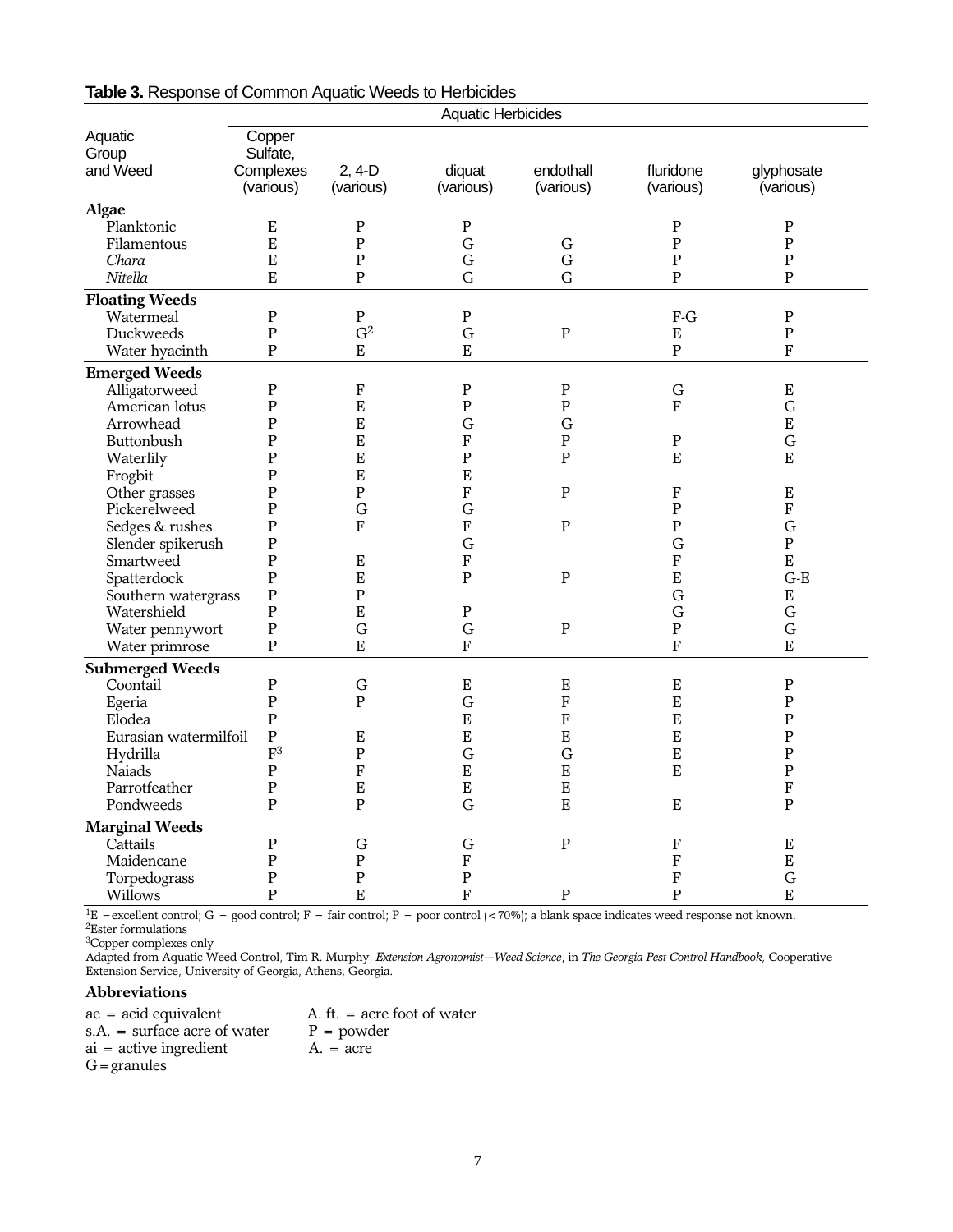**Table 3.** Response of Common Aquatic Weeds to Herbicides

| Aquatic Group and Weed | Aquatic Herbicides | | | | | |
|---|---|---|---|---|---|---|
| | Copper Sulfate, Complexes (various) | 2, 4-D (various) | diquat (various) | endothall (various) | fluridone (various) | glyphosate (various) |
| **Algae** | | | | | | |
| Planktonic | E | P | P | | P | P |
| Filamentous | E | P | G | G | P | P |
| *Chara* | E | P | G | G | P | P |
| *Nitella* | E | P | G | G | P | P |
| **Floating Weeds** | | | | | | |
| Watermeal | P | P | P | | F-G | P |
| Duckweeds | P | G[2] | G | P | E | P |
| Water hyacinth | P | E | E | | P | F |
| **Emerged Weeds** | | | | | | |
| Alligatorweed | P | F | P | P | G | E |
| American lotus | P | E | P | P | F | G |
| Arrowhead | P | E | G | G | | E |
| Buttonbush | P | E | F | P | P | G |
| Waterlily | P | E | P | P | E | E |
| Frogbit | P | E | E | | | |
| Other grasses | P | P | F | P | F | E |
| Pickerelweed | P | G | G | | P | F |
| Sedges & rushes | P | F | F | P | P | G |
| Slender spikerush | P | | G | | G | P |
| Smartweed | P | E | F | | F | E |
| Spatterdock | P | E | P | P | E | G-E |
| Southern watergrass | P | P | | | G | E |
| Watershield | P | E | P | | G | G |
| Water pennywort | P | G | G | P | P | G |
| Water primrose | P | E | F | | F | E |
| **Submerged Weeds** | | | | | | |
| Coontail | P | G | E | E | E | P |
| Egeria | P | P | G | F | E | P |
| Elodea | P | | E | F | E | P |
| Eurasian watermilfoil | P | E | E | E | E | P |
| Hydrilla | F[3] | P | G | G | E | P |
| Naiads | P | F | E | E | E | P |
| Parrotfeather | P | E | E | E | | F |
| Pondweeds | P | P | G | E | E | P |
| **Marginal Weeds** | | | | | | |
| Cattails | P | G | G | P | F | E |
| Maidencane | P | P | F | | F | E |
| Torpedograss | P | P | P | | F | G |
| Willows | P | E | F | P | P | E |

[1]E = excellent control; G = good control; F = fair control; P = poor control (<70%); a blank space indicates weed response not known.
[2]Ester formulations
[3]Copper complexes only
Adapted from Aquatic Weed Control, Tim R. Murphy, *Extension Agronomist—Weed Science*, in *The Georgia Pest Control Handbook,* Cooperative Extension Service, University of Georgia, Athens, Georgia.

### Abbreviations

ae = acid equivalent
s.A. = surface acre of water
ai = active ingredient
G = granules
A. ft. = acre foot of water
P = powder
A. = acre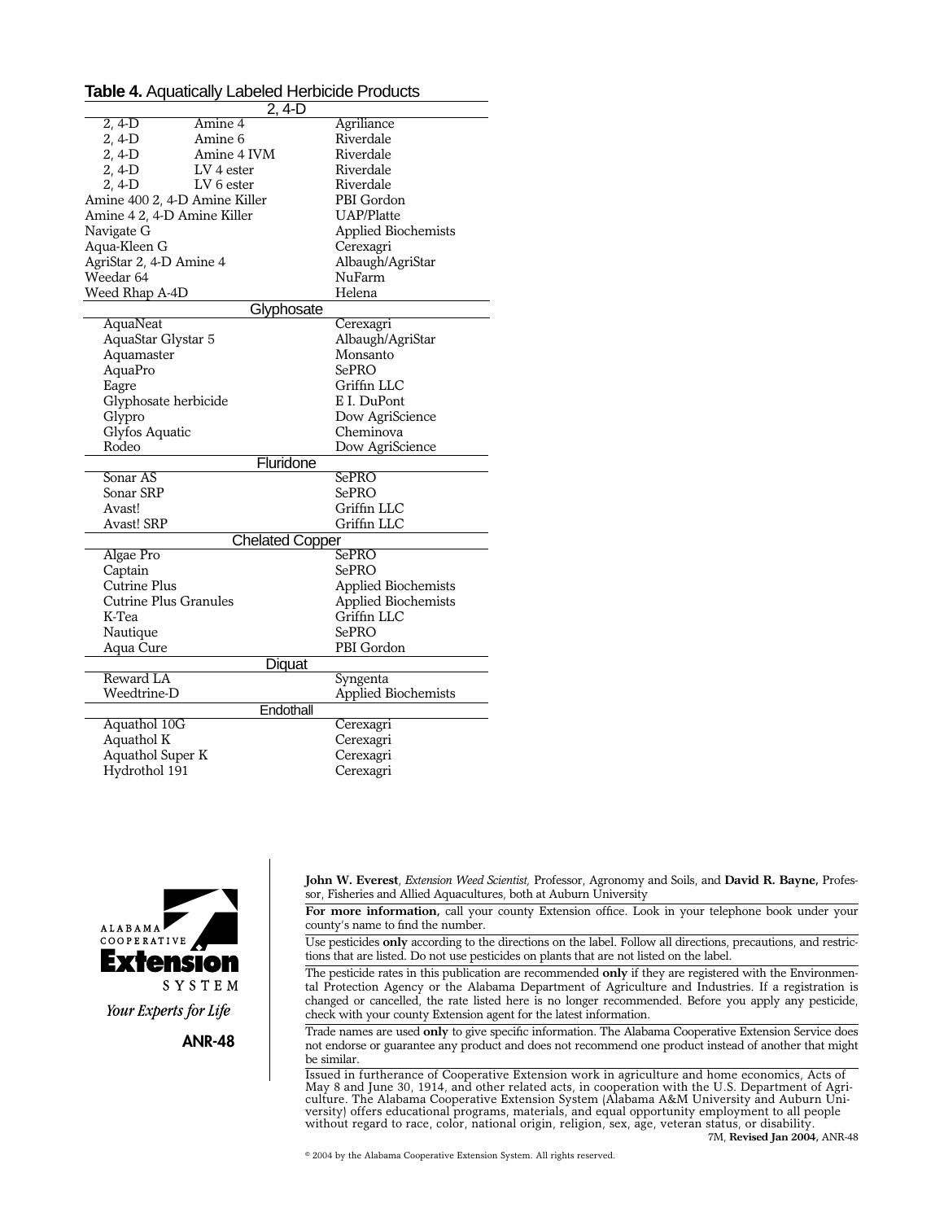**Table 4.** Aquatically Labeled Herbicide Products

| | |
|---|---|
| **2, 4-D** | |
| 2, 4-D Amine 4 | Agriliance |
| 2, 4-D Amine 6 | Riverdale |
| 2, 4-D Amine 4 IVM | Riverdale |
| 2, 4-D LV 4 ester | Riverdale |
| 2, 4-D LV 6 ester | Riverdale |
| Amine 400 2, 4-D Amine Killer | PBI Gordon |
| Amine 4 2, 4-D Amine Killer | UAP/Platte |
| Navigate G | Applied Biochemists |
| Aqua-Kleen G | Cerexagri |
| AgriStar 2, 4-D Amine 4 | Albaugh/AgriStar |
| Weedar 64 | NuFarm |
| Weed Rhap A-4D | Helena |
| **Glyphosate** | |
| AquaNeat | Cerexagri |
| AquaStar Glystar 5 | Albaugh/AgriStar |
| Aquamaster | Monsanto |
| AquaPro | SePRO |
| Eagre | Griffin LLC |
| Glyphosate herbicide | E I. DuPont |
| Glypro | Dow AgriScience |
| Glyfos Aquatic | Cheminova |
| Rodeo | Dow AgriScience |
| **Fluridone** | |
| Sonar AS | SePRO |
| Sonar SRP | SePRO |
| Avast! | Griffin LLC |
| Avast! SRP | Griffin LLC |
| **Chelated Copper** | |
| Algae Pro | SePRO |
| Captain | SePRO |
| Cutrine Plus | Applied Biochemists |
| Cutrine Plus Granules | Applied Biochemists |
| K-Tea | Griffin LLC |
| Nautique | SePRO |
| Aqua Cure | PBI Gordon |
| **Diquat** | |
| Reward LA | Syngenta |
| Weedtrine-D | Applied Biochemists |
| **Endothall** | |
| Aquathol 10G | Cerexagri |
| Aquathol K | Cerexagri |
| Aquathol Super K | Cerexagri |
| Hydrothol 191 | Cerexagri |

ALABAMA COOPERATIVE **Extension** SYSTEM

*Your Experts for Life*

**ANR-48**

**John W. Everest**, *Extension Weed Scientist,* Professor, Agronomy and Soils, and **David R. Bayne,** Professor, Fisheries and Allied Aquacultures, both at Auburn University

**For more information,** call your county Extension office. Look in your telephone book under your county's name to find the number.

Use pesticides **only** according to the directions on the label. Follow all directions, precautions, and restrictions that are listed. Do not use pesticides on plants that are not listed on the label.

The pesticide rates in this publication are recommended **only** if they are registered with the Environmental Protection Agency or the Alabama Department of Agriculture and Industries. If a registration is changed or cancelled, the rate listed here is no longer recommended. Before you apply any pesticide, check with your county Extension agent for the latest information.

Trade names are used **only** to give specific information. The Alabama Cooperative Extension Service does not endorse or guarantee any product and does not recommend one product instead of another that might be similar.

Issued in furtherance of Cooperative Extension work in agriculture and home economics, Acts of May 8 and June 30, 1914, and other related acts, in cooperation with the U.S. Department of Agriculture. The Alabama Cooperative Extension System (Alabama A&M University and Auburn University) offers educational programs, materials, and equal opportunity employment to all people without regard to race, color, national origin, religion, sex, age, veteran status, or disability.

7M, **Revised Jan 2004,** ANR-48

© 2004 by the Alabama Cooperative Extension System. All rights reserved.